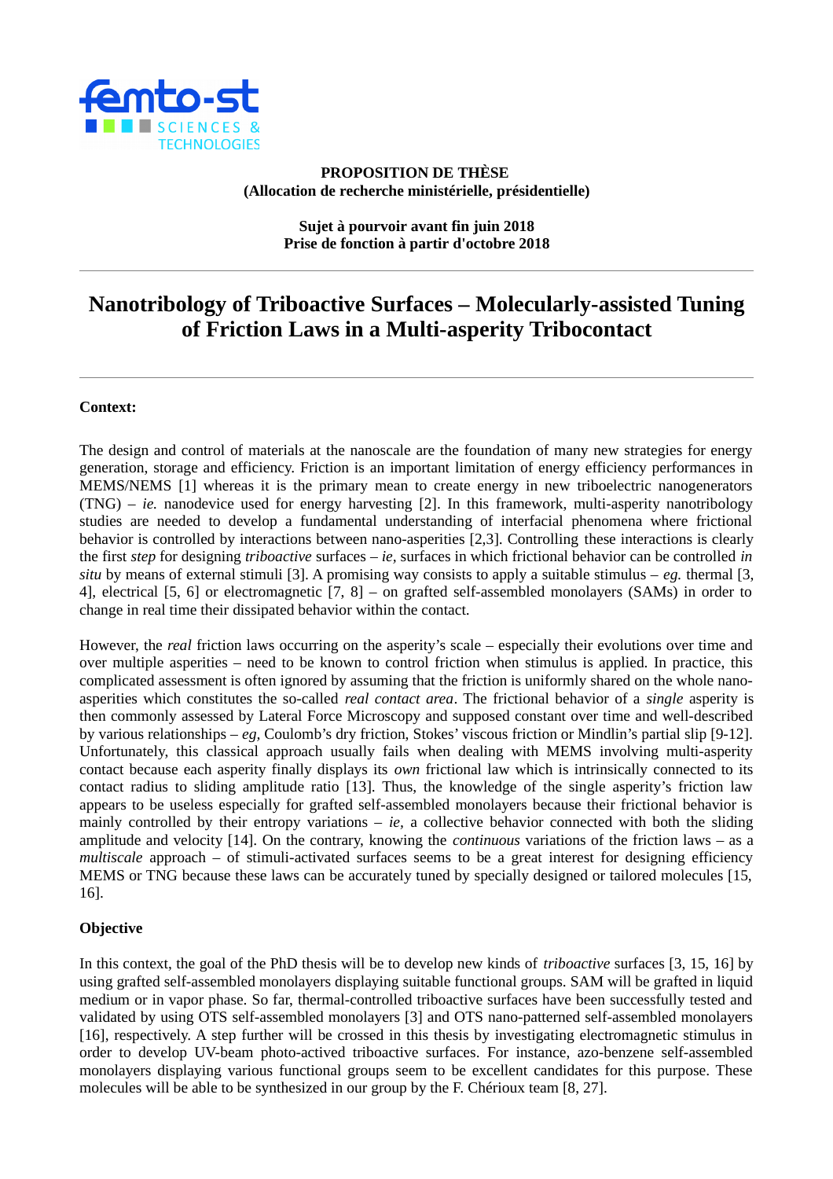**PROPOSITION DE THÈSE**
**(Allocation de recherche ministérielle, présidentielle)**

**Sujet à pourvoir avant fin juin 2018**
**Prise de fonction à partir d'octobre 2018**

---

# Nanotribology of Triboactive Surfaces – Molecularly-assisted Tuning of Friction Laws in a Multi-asperity Tribocontact

---

**Context:**

The design and control of materials at the nanoscale are the foundation of many new strategies for energy generation, storage and efficiency. Friction is an important limitation of energy efficiency performances in MEMS/NEMS [1] whereas it is the primary mean to create energy in new triboelectric nanogenerators (TNG) – *ie.* nanodevice used for energy harvesting [2]. In this framework, multi-asperity nanotribology studies are needed to develop a fundamental understanding of interfacial phenomena where frictional behavior is controlled by interactions between nano-asperities [2,3]. Controlling these interactions is clearly the first *step* for designing *triboactive* surfaces – *ie*, surfaces in which frictional behavior can be controlled *in situ* by means of external stimuli [3]. A promising way consists to apply a suitable stimulus – *eg.* thermal [3, 4], electrical [5, 6] or electromagnetic [7, 8] – on grafted self-assembled monolayers (SAMs) in order to change in real time their dissipated behavior within the contact.

However, the *real* friction laws occurring on the asperity's scale – especially their evolutions over time and over multiple asperities – need to be known to control friction when stimulus is applied. In practice, this complicated assessment is often ignored by assuming that the friction is uniformly shared on the whole nano-asperities which constitutes the so-called *real contact area*. The frictional behavior of a *single* asperity is then commonly assessed by Lateral Force Microscopy and supposed constant over time and well-described by various relationships – *eg*, Coulomb's dry friction, Stokes' viscous friction or Mindlin's partial slip [9-12]. Unfortunately, this classical approach usually fails when dealing with MEMS involving multi-asperity contact because each asperity finally displays its *own* frictional law which is intrinsically connected to its contact radius to sliding amplitude ratio [13]. Thus, the knowledge of the single asperity's friction law appears to be useless especially for grafted self-assembled monolayers because their frictional behavior is mainly controlled by their entropy variations – *ie*, a collective behavior connected with both the sliding amplitude and velocity [14]. On the contrary, knowing the *continuous* variations of the friction laws – as a *multiscale* approach – of stimuli-activated surfaces seems to be a great interest for designing efficiency MEMS or TNG because these laws can be accurately tuned by specially designed or tailored molecules [15, 16].

**Objective**

In this context, the goal of the PhD thesis will be to develop new kinds of *triboactive* surfaces [3, 15, 16] by using grafted self-assembled monolayers displaying suitable functional groups. SAM will be grafted in liquid medium or in vapor phase. So far, thermal-controlled triboactive surfaces have been successfully tested and validated by using OTS self-assembled monolayers [3] and OTS nano-patterned self-assembled monolayers [16], respectively. A step further will be crossed in this thesis by investigating electromagnetic stimulus in order to develop UV-beam photo-actived triboactive surfaces. For instance, azo-benzene self-assembled monolayers displaying various functional groups seem to be excellent candidates for this purpose. These molecules will be able to be synthesized in our group by the F. Chérioux team [8, 27].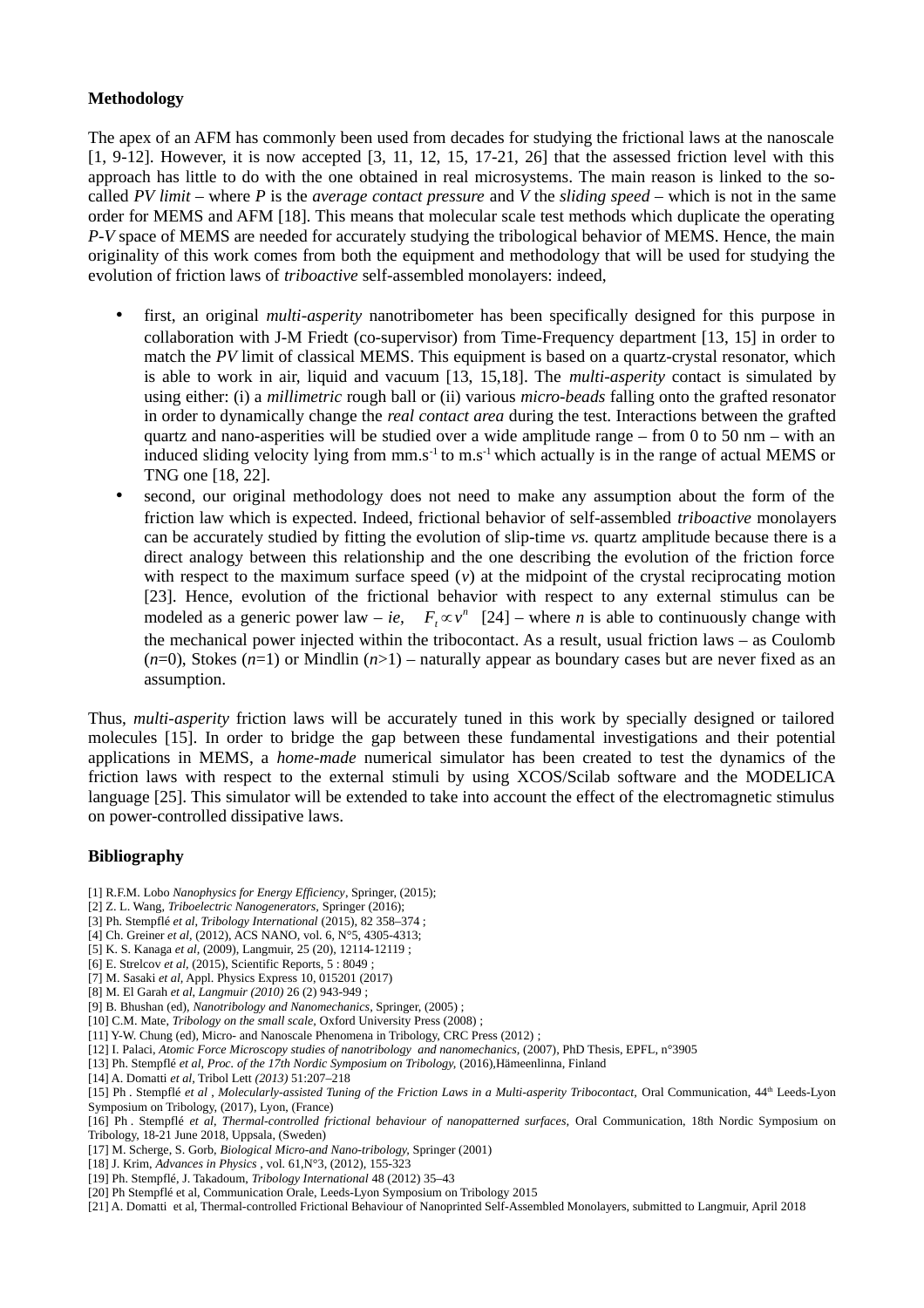**Methodology**

The apex of an AFM has commonly been used from decades for studying the frictional laws at the nanoscale [1, 9-12]. However, it is now accepted [3, 11, 12, 15, 17-21, 26] that the assessed friction level with this approach has little to do with the one obtained in real microsystems. The main reason is linked to the so-called *PV limit* – where *P* is the *average contact pressure* and *V* the *sliding speed* – which is not in the same order for MEMS and AFM [18]. This means that molecular scale test methods which duplicate the operating *P-V* space of MEMS are needed for accurately studying the tribological behavior of MEMS. Hence, the main originality of this work comes from both the equipment and methodology that will be used for studying the evolution of friction laws of *triboactive* self-assembled monolayers: indeed,

- first, an original *multi-asperity* nanotribometer has been specifically designed for this purpose in collaboration with J-M Friedt (co-supervisor) from Time-Frequency department [13, 15] in order to match the *PV* limit of classical MEMS. This equipment is based on a quartz-crystal resonator, which is able to work in air, liquid and vacuum [13, 15,18]. The *multi-asperity* contact is simulated by using either: (i) a *millimetric* rough ball or (ii) various *micro-beads* falling onto the grafted resonator in order to dynamically change the *real contact area* during the test. Interactions between the grafted quartz and nano-asperities will be studied over a wide amplitude range – from 0 to 50 nm – with an induced sliding velocity lying from mm.s$^{-1}$ to m.s$^{-1}$ which actually is in the range of actual MEMS or TNG one [18, 22].
- second, our original methodology does not need to make any assumption about the form of the friction law which is expected. Indeed, frictional behavior of self-assembled *triboactive* monolayers can be accurately studied by fitting the evolution of slip-time *vs.* quartz amplitude because there is a direct analogy between this relationship and the one describing the evolution of the friction force with respect to the maximum surface speed (*v*) at the midpoint of the crystal reciprocating motion [23]. Hence, evolution of the frictional behavior with respect to any external stimulus can be modeled as a generic power law – *ie*, $F_t \propto v^n$ [24] – where *n* is able to continuously change with the mechanical power injected within the tribocontact. As a result, usual friction laws – as Coulomb (*n*=0), Stokes (*n*=1) or Mindlin (*n*>1) – naturally appear as boundary cases but are never fixed as an assumption.

Thus, *multi-asperity* friction laws will be accurately tuned in this work by specially designed or tailored molecules [15]. In order to bridge the gap between these fundamental investigations and their potential applications in MEMS, a *home-made* numerical simulator has been created to test the dynamics of the friction laws with respect to the external stimuli by using XCOS/Scilab software and the MODELICA language [25]. This simulator will be extended to take into account the effect of the electromagnetic stimulus on power-controlled dissipative laws.

**Bibliography**

[1] R.F.M. Lobo *Nanophysics for Energy Efficiency*, Springer, (2015);
[2] Z. L. Wang, *Triboelectric Nanogenerators*, Springer (2016);
[3] Ph. Stempflé *et al*, *Tribology International* (2015), 82 358–374 ;
[4] Ch. Greiner *et al*, (2012), ACS NANO, vol. 6, N°5, 4305-4313;
[5] K. S. Kanaga *et al*, (2009), Langmuir, 25 (20), 12114-12119 ;
[6] E. Strelcov *et al*, (2015), Scientific Reports, 5 : 8049 ;
[7] M. Sasaki *et al*, Appl. Physics Express 10, 015201 (2017)
[8] M. El Garah *et al*, *Langmuir (2010)* 26 (2) 943-949 ;
[9] B. Bhushan (ed), *Nanotribology and Nanomechanics*, Springer, (2005) ;
[10] C.M. Mate, *Tribology on the small scale*, Oxford University Press (2008) ;
[11] Y-W. Chung (ed), Micro- and Nanoscale Phenomena in Tribology, CRC Press (2012) ;
[12] I. Palaci, *Atomic Force Microscopy studies of nanotribology and nanomechanics*, (2007), PhD Thesis, EPFL, n°3905
[13] Ph. Stempflé *et al*, *Proc. of the 17th Nordic Symposium on Tribology*, (2016),Hämeenlinna, Finland
[14] A. Domatti *et al*, Tribol Lett *(2013)* 51:207–218
[15] Ph . Stempflé *et al* , *Molecularly-assisted Tuning of the Friction Laws in a Multi-asperity Tribocontact*, Oral Communication, 44th Leeds-Lyon Symposium on Tribology, (2017), Lyon, (France)
[16] Ph . Stempflé *et al*, *Thermal-controlled frictional behaviour of nanopatterned surfaces*, Oral Communication, 18th Nordic Symposium on Tribology, 18-21 June 2018, Uppsala, (Sweden)
[17] M. Scherge, S. Gorb, *Biological Micro-and Nano-tribology*, Springer (2001)
[18] J. Krim, *Advances in Physics* , vol. 61,N°3, (2012), 155-323
[19] Ph. Stempflé, J. Takadoum, *Tribology International* 48 (2012) 35–43
[20] Ph Stempflé et al, Communication Orale, Leeds-Lyon Symposium on Tribology 2015
[21] A. Domatti et al, Thermal-controlled Frictional Behaviour of Nanoprinted Self-Assembled Monolayers, submitted to Langmuir, April 2018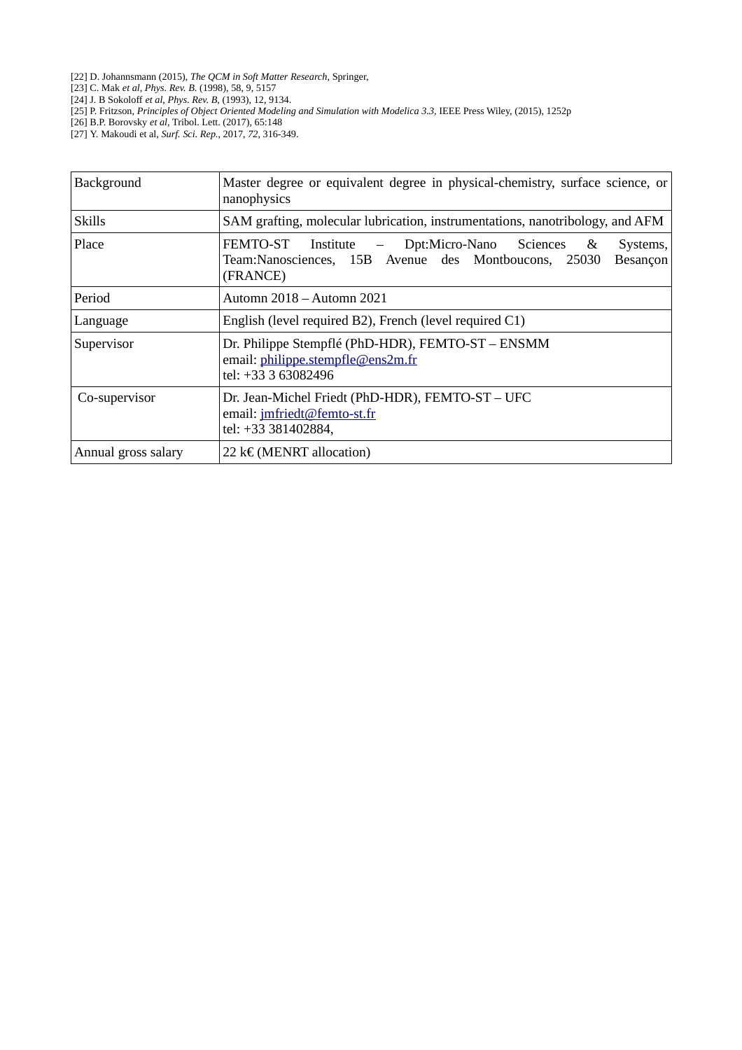[22] D. Johannsmann (2015), *The QCM in Soft Matter Research*, Springer,
[23] C. Mak *et al, Phys. Rev. B.* (1998), 58, 9, 5157
[24] J. B Sokoloff *et al, Phys. Rev. B,* (1993), 12, 9134.
[25] P. Fritzson, *Principles of Object Oriented Modeling and Simulation with Modelica 3.3,* IEEE Press Wiley, (2015), 1252p
[26] B.P. Borovsky *et al,* Tribol. Lett. (2017), 65:148
[27] Y. Makoudi et al, *Surf. Sci. Rep.*, 2017, *72*, 316-349.

| | |
|---|---|
| Background | Master degree or equivalent degree in physical-chemistry, surface science, or nanophysics |
| Skills | SAM grafting, molecular lubrication, instrumentations, nanotribology, and AFM |
| Place | FEMTO-ST Institute – Dpt:Micro-Nano Sciences & Systems, Team:Nanosciences, 15B Avenue des Montboucons, 25030 Besançon (FRANCE) |
| Period | Automn 2018 – Automn 2021 |
| Language | English (level required B2), French (level required C1) |
| Supervisor | Dr. Philippe Stempflé (PhD-HDR), FEMTO-ST – ENSMM<br>email: philippe.stempfle@ens2m.fr<br>tel: +33 3 63082496 |
| Co-supervisor | Dr. Jean-Michel Friedt (PhD-HDR), FEMTO-ST – UFC<br>email: jmfriedt@femto-st.fr<br>tel: +33 381402884, |
| Annual gross salary | 22 k€ (MENRT allocation) |